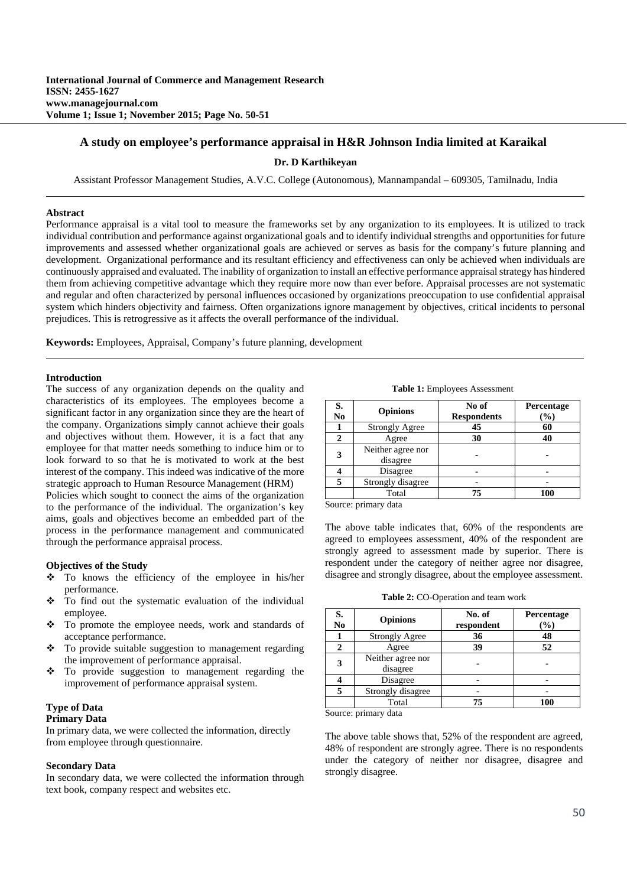# A study on employee's performance appraisal in H&R Johnson India limited at Karaikal

**Dr. D Karthikeyan**

Assistant Professor Management Studies, A.V.C. College (Autonomous), Mannampandal – 609305, Tamilnadu, India

## Abstract

Performance appraisal is a vital tool to measure the frameworks set by any organization to its employees. It is utilized to track individual contribution and performance against organizational goals and to identify individual strengths and opportunities for future improvements and assessed whether organizational goals are achieved or serves as basis for the company's future planning and development. Organizational performance and its resultant efficiency and effectiveness can only be achieved when individuals are continuously appraised and evaluated. The inability of organization to install an effective performance appraisal strategy has hindered them from achieving competitive advantage which they require more now than ever before. Appraisal processes are not systematic and regular and often characterized by personal influences occasioned by organizations preoccupation to use confidential appraisal system which hinders objectivity and fairness. Often organizations ignore management by objectives, critical incidents to personal prejudices. This is retrogressive as it affects the overall performance of the individual.

**Keywords:** Employees, Appraisal, Company's future planning, development

## Introduction

The success of any organization depends on the quality and characteristics of its employees. The employees become a significant factor in any organization since they are the heart of the company. Organizations simply cannot achieve their goals and objectives without them. However, it is a fact that any employee for that matter needs something to induce him or to look forward to so that he is motivated to work at the best interest of the company. This indeed was indicative of the more strategic approach to Human Resource Management (HRM)

Policies which sought to connect the aims of the organization to the performance of the individual. The organization's key aims, goals and objectives become an embedded part of the process in the performance management and communicated through the performance appraisal process.

### Objectives of the Study

- To knows the efficiency of the employee in his/her performance.
- To find out the systematic evaluation of the individual employee.
- To promote the employee needs, work and standards of acceptance performance.
- To provide suitable suggestion to management regarding the improvement of performance appraisal.
- To provide suggestion to management regarding the improvement of performance appraisal system.

### Type of Data

#### Primary Data

In primary data, we were collected the information, directly from employee through questionnaire.

#### Secondary Data

In secondary data, we were collected the information through text book, company respect and websites etc.

**Table 1:** Employees Assessment

| S. No | Opinions | No of Respondents | Percentage (%) |
|---|---|---|---|
| 1 | Strongly Agree | 45 | 60 |
| 2 | Agree | 30 | 40 |
| 3 | Neither agree nor disagree | - | - |
| 4 | Disagree | - | - |
| 5 | Strongly disagree | - | - |
| | Total | 75 | 100 |

Source: primary data

The above table indicates that, 60% of the respondents are agreed to employees assessment, 40% of the respondent are strongly agreed to assessment made by superior. There is respondent under the category of neither agree nor disagree, disagree and strongly disagree, about the employee assessment.

**Table 2:** CO-Operation and team work

| S. No | Opinions | No. of respondent | Percentage (%) |
|---|---|---|---|
| 1 | Strongly Agree | 36 | 48 |
| 2 | Agree | 39 | 52 |
| 3 | Neither agree nor disagree | - | - |
| 4 | Disagree | - | - |
| 5 | Strongly disagree | - | - |
| | Total | 75 | 100 |

Source: primary data

The above table shows that, 52% of the respondent are agreed, 48% of respondent are strongly agree. There is no respondents under the category of neither nor disagree, disagree and strongly disagree.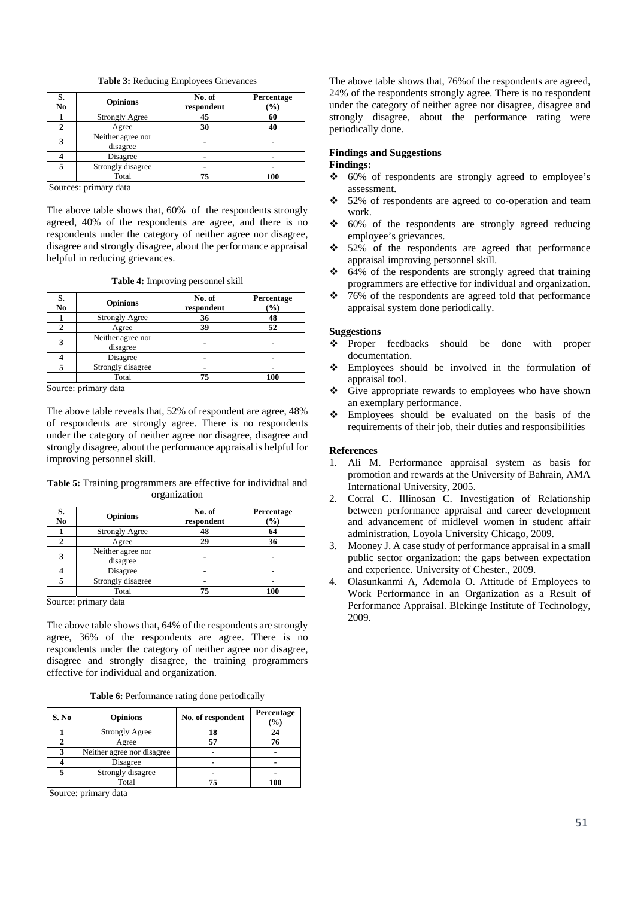**Table 3:** Reducing Employees Grievances

| S. No | Opinions | No. of respondent | Percentage (%) |
|---|---|---|---|
| 1 | Strongly Agree | 45 | 60 |
| 2 | Agree | 30 | 40 |
| 3 | Neither agree nor disagree | - | - |
| 4 | Disagree | - | - |
| 5 | Strongly disagree | - | - |
| | Total | 75 | 100 |

Sources: primary data

The above table shows that, 60% of the respondents strongly agreed, 40% of the respondents are agree, and there is no respondents under the category of neither agree nor disagree, disagree and strongly disagree, about the performance appraisal helpful in reducing grievances.

**Table 4:** Improving personnel skill

| S. No | Opinions | No. of respondent | Percentage (%) |
|---|---|---|---|
| 1 | Strongly Agree | 36 | 48 |
| 2 | Agree | 39 | 52 |
| 3 | Neither agree nor disagree | - | - |
| 4 | Disagree | - | - |
| 5 | Strongly disagree | - | - |
| | Total | 75 | 100 |

Source: primary data

The above table reveals that, 52% of respondent are agree, 48% of respondents are strongly agree. There is no respondents under the category of neither agree nor disagree, disagree and strongly disagree, about the performance appraisal is helpful for improving personnel skill.

**Table 5:** Training programmers are effective for individual and organization

| S. No | Opinions | No. of respondent | Percentage (%) |
|---|---|---|---|
| 1 | Strongly Agree | 48 | 64 |
| 2 | Agree | 29 | 36 |
| 3 | Neither agree nor disagree | - | - |
| 4 | Disagree | - | - |
| 5 | Strongly disagree | - | - |
| | Total | 75 | 100 |

Source: primary data

The above table shows that, 64% of the respondents are strongly agree, 36% of the respondents are agree. There is no respondents under the category of neither agree nor disagree, disagree and strongly disagree, the training programmers effective for individual and organization.

**Table 6:** Performance rating done periodically

| S. No | Opinions | No. of respondent | Percentage (%) |
|---|---|---|---|
| 1 | Strongly Agree | 18 | 24 |
| 2 | Agree | 57 | 76 |
| 3 | Neither agree nor disagree | - | - |
| 4 | Disagree | - | - |
| 5 | Strongly disagree | - | - |
| | Total | 75 | 100 |

Source: primary data

The above table shows that, 76%of the respondents are agreed, 24% of the respondents strongly agree. There is no respondent under the category of neither agree nor disagree, disagree and strongly disagree, about the performance rating were periodically done.

## Findings and Suggestions

### Findings:

- 60% of respondents are strongly agreed to employee's assessment.
- 52% of respondents are agreed to co-operation and team work.
- 60% of the respondents are strongly agreed reducing employee's grievances.
- 52% of the respondents are agreed that performance appraisal improving personnel skill.
- 64% of the respondents are strongly agreed that training programmers are effective for individual and organization.
- 76% of the respondents are agreed told that performance appraisal system done periodically.

### Suggestions

- Proper feedbacks should be done with proper documentation.
- Employees should be involved in the formulation of appraisal tool.
- Give appropriate rewards to employees who have shown an exemplary performance.
- Employees should be evaluated on the basis of the requirements of their job, their duties and responsibilities

## References

1. Ali M. Performance appraisal system as basis for promotion and rewards at the University of Bahrain, AMA International University, 2005.
2. Corral C. Illinosan C. Investigation of Relationship between performance appraisal and career development and advancement of midlevel women in student affair administration, Loyola University Chicago, 2009.
3. Mooney J. A case study of performance appraisal in a small public sector organization: the gaps between expectation and experience. University of Chester., 2009.
4. Olasunkanmi A, Ademola O. Attitude of Employees to Work Performance in an Organization as a Result of Performance Appraisal. Blekinge Institute of Technology, 2009.